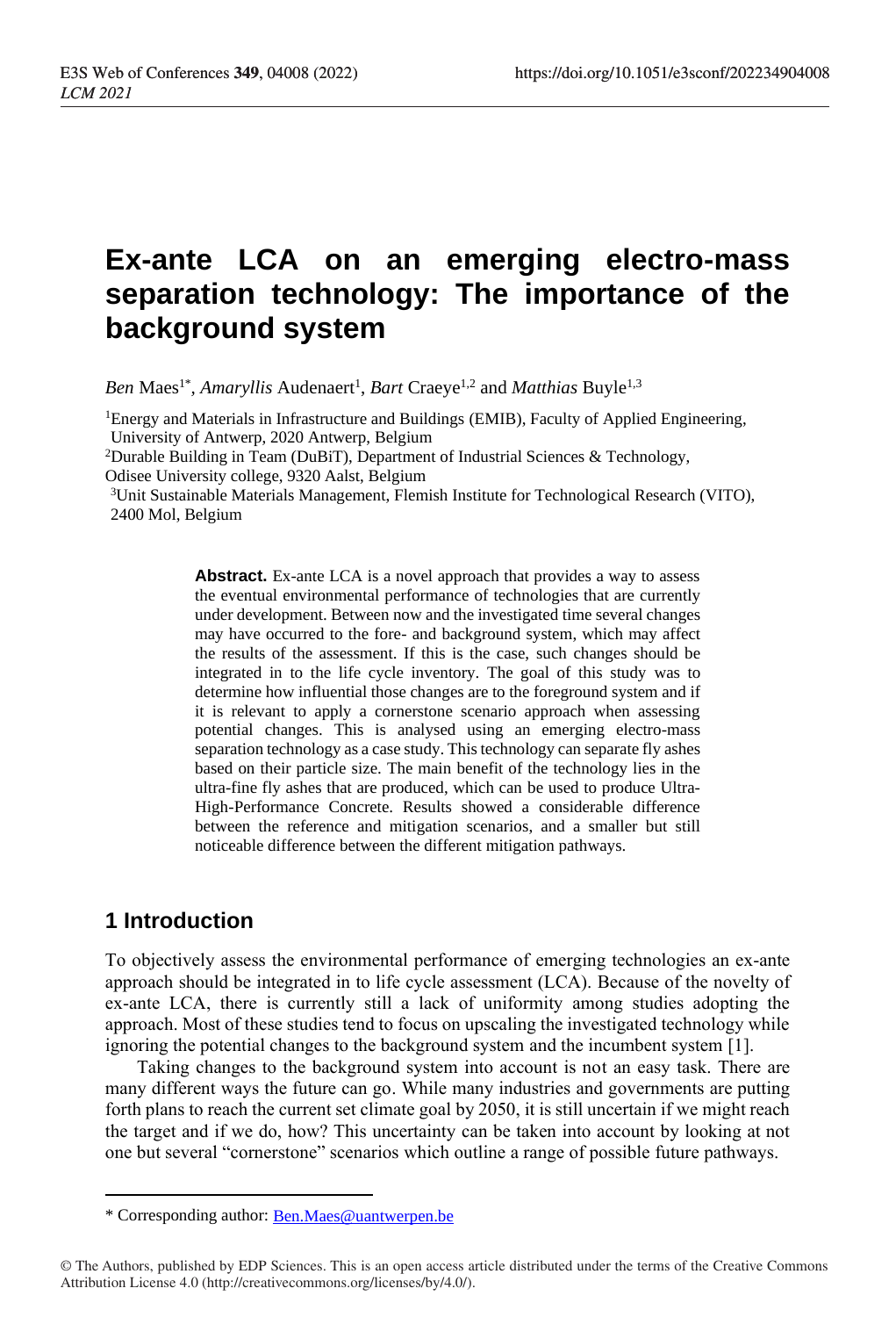# Ex-ante LCA on an emerging electro-mass separation technology: The importance of the background system

*Ben* Maes[1*], *Amaryllis* Audenaert[1], *Bart* Craeye[1,2] and *Matthias* Buyle[1,3]

[1]Energy and Materials in Infrastructure and Buildings (EMIB), Faculty of Applied Engineering, University of Antwerp, 2020 Antwerp, Belgium

[2]Durable Building in Team (DuBiT), Department of Industrial Sciences & Technology, Odisee University college, 9320 Aalst, Belgium

[3]Unit Sustainable Materials Management, Flemish Institute for Technological Research (VITO), 2400 Mol, Belgium

**Abstract.** Ex-ante LCA is a novel approach that provides a way to assess the eventual environmental performance of technologies that are currently under development. Between now and the investigated time several changes may have occurred to the fore- and background system, which may affect the results of the assessment. If this is the case, such changes should be integrated in to the life cycle inventory. The goal of this study was to determine how influential those changes are to the foreground system and if it is relevant to apply a cornerstone scenario approach when assessing potential changes. This is analysed using an emerging electro-mass separation technology as a case study. This technology can separate fly ashes based on their particle size. The main benefit of the technology lies in the ultra-fine fly ashes that are produced, which can be used to produce Ultra-High-Performance Concrete. Results showed a considerable difference between the reference and mitigation scenarios, and a smaller but still noticeable difference between the different mitigation pathways.

## 1 Introduction

To objectively assess the environmental performance of emerging technologies an ex-ante approach should be integrated in to life cycle assessment (LCA). Because of the novelty of ex-ante LCA, there is currently still a lack of uniformity among studies adopting the approach. Most of these studies tend to focus on upscaling the investigated technology while ignoring the potential changes to the background system and the incumbent system [1].

Taking changes to the background system into account is not an easy task. There are many different ways the future can go. While many industries and governments are putting forth plans to reach the current set climate goal by 2050, it is still uncertain if we might reach the target and if we do, how? This uncertainty can be taken into account by looking at not one but several "cornerstone" scenarios which outline a range of possible future pathways.

* Corresponding author: Ben.Maes@uantwerpen.be

© The Authors, published by EDP Sciences. This is an open access article distributed under the terms of the Creative Commons Attribution License 4.0 (http://creativecommons.org/licenses/by/4.0/).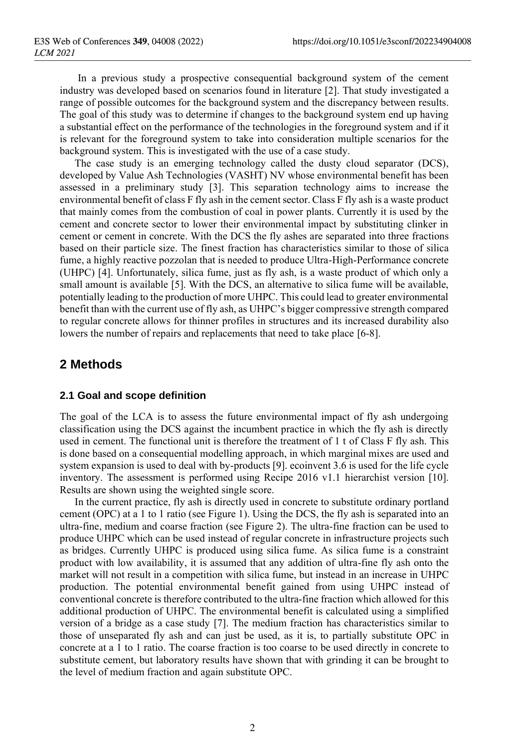In a previous study a prospective consequential background system of the cement industry was developed based on scenarios found in literature [2]. That study investigated a range of possible outcomes for the background system and the discrepancy between results. The goal of this study was to determine if changes to the background system end up having a substantial effect on the performance of the technologies in the foreground system and if it is relevant for the foreground system to take into consideration multiple scenarios for the background system. This is investigated with the use of a case study.

The case study is an emerging technology called the dusty cloud separator (DCS), developed by Value Ash Technologies (VASHT) NV whose environmental benefit has been assessed in a preliminary study [3]. This separation technology aims to increase the environmental benefit of class F fly ash in the cement sector. Class F fly ash is a waste product that mainly comes from the combustion of coal in power plants. Currently it is used by the cement and concrete sector to lower their environmental impact by substituting clinker in cement or cement in concrete. With the DCS the fly ashes are separated into three fractions based on their particle size. The finest fraction has characteristics similar to those of silica fume, a highly reactive pozzolan that is needed to produce Ultra-High-Performance concrete (UHPC) [4]. Unfortunately, silica fume, just as fly ash, is a waste product of which only a small amount is available [5]. With the DCS, an alternative to silica fume will be available, potentially leading to the production of more UHPC. This could lead to greater environmental benefit than with the current use of fly ash, as UHPC's bigger compressive strength compared to regular concrete allows for thinner profiles in structures and its increased durability also lowers the number of repairs and replacements that need to take place [6-8].

# 2 Methods

## 2.1 Goal and scope definition

The goal of the LCA is to assess the future environmental impact of fly ash undergoing classification using the DCS against the incumbent practice in which the fly ash is directly used in cement. The functional unit is therefore the treatment of 1 t of Class F fly ash. This is done based on a consequential modelling approach, in which marginal mixes are used and system expansion is used to deal with by-products [9]. ecoinvent 3.6 is used for the life cycle inventory. The assessment is performed using Recipe 2016 v1.1 hierarchist version [10]. Results are shown using the weighted single score.

In the current practice, fly ash is directly used in concrete to substitute ordinary portland cement (OPC) at a 1 to 1 ratio (see Figure 1). Using the DCS, the fly ash is separated into an ultra-fine, medium and coarse fraction (see Figure 2). The ultra-fine fraction can be used to produce UHPC which can be used instead of regular concrete in infrastructure projects such as bridges. Currently UHPC is produced using silica fume. As silica fume is a constraint product with low availability, it is assumed that any addition of ultra-fine fly ash onto the market will not result in a competition with silica fume, but instead in an increase in UHPC production. The potential environmental benefit gained from using UHPC instead of conventional concrete is therefore contributed to the ultra-fine fraction which allowed for this additional production of UHPC. The environmental benefit is calculated using a simplified version of a bridge as a case study [7]. The medium fraction has characteristics similar to those of unseparated fly ash and can just be used, as it is, to partially substitute OPC in concrete at a 1 to 1 ratio. The coarse fraction is too coarse to be used directly in concrete to substitute cement, but laboratory results have shown that with grinding it can be brought to the level of medium fraction and again substitute OPC.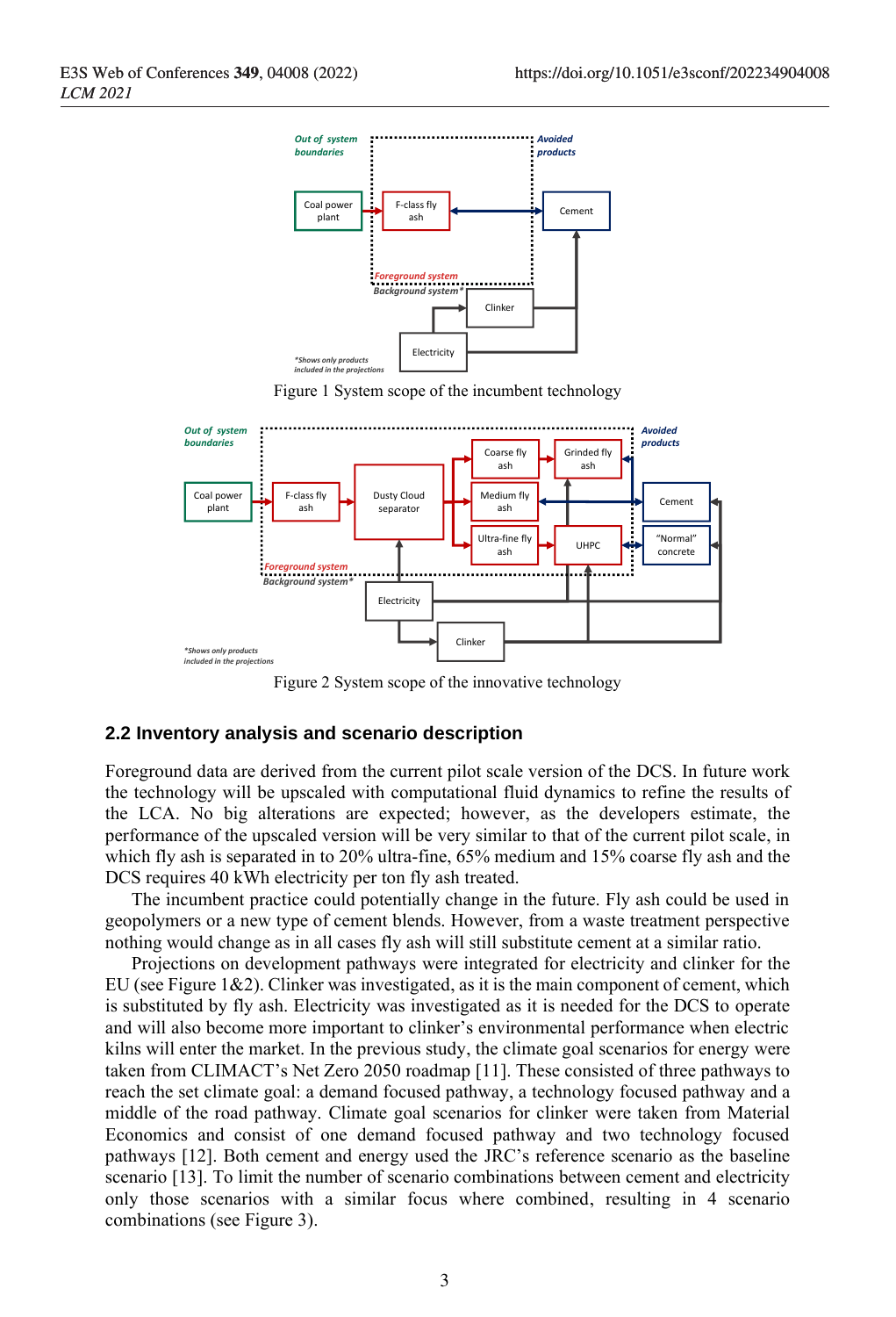Figure 1 System scope of the incumbent technology

Figure 2 System scope of the innovative technology

### 2.2 Inventory analysis and scenario description

Foreground data are derived from the current pilot scale version of the DCS. In future work the technology will be upscaled with computational fluid dynamics to refine the results of the LCA. No big alterations are expected; however, as the developers estimate, the performance of the upscaled version will be very similar to that of the current pilot scale, in which fly ash is separated in to 20% ultra-fine, 65% medium and 15% coarse fly ash and the DCS requires 40 kWh electricity per ton fly ash treated.

The incumbent practice could potentially change in the future. Fly ash could be used in geopolymers or a new type of cement blends. However, from a waste treatment perspective nothing would change as in all cases fly ash will still substitute cement at a similar ratio.

Projections on development pathways were integrated for electricity and clinker for the EU (see Figure 1&2). Clinker was investigated, as it is the main component of cement, which is substituted by fly ash. Electricity was investigated as it is needed for the DCS to operate and will also become more important to clinker's environmental performance when electric kilns will enter the market. In the previous study, the climate goal scenarios for energy were taken from CLIMACT's Net Zero 2050 roadmap [11]. These consisted of three pathways to reach the set climate goal: a demand focused pathway, a technology focused pathway and a middle of the road pathway. Climate goal scenarios for clinker were taken from Material Economics and consist of one demand focused pathway and two technology focused pathways [12]. Both cement and energy used the JRC's reference scenario as the baseline scenario [13]. To limit the number of scenario combinations between cement and electricity only those scenarios with a similar focus where combined, resulting in 4 scenario combinations (see Figure 3).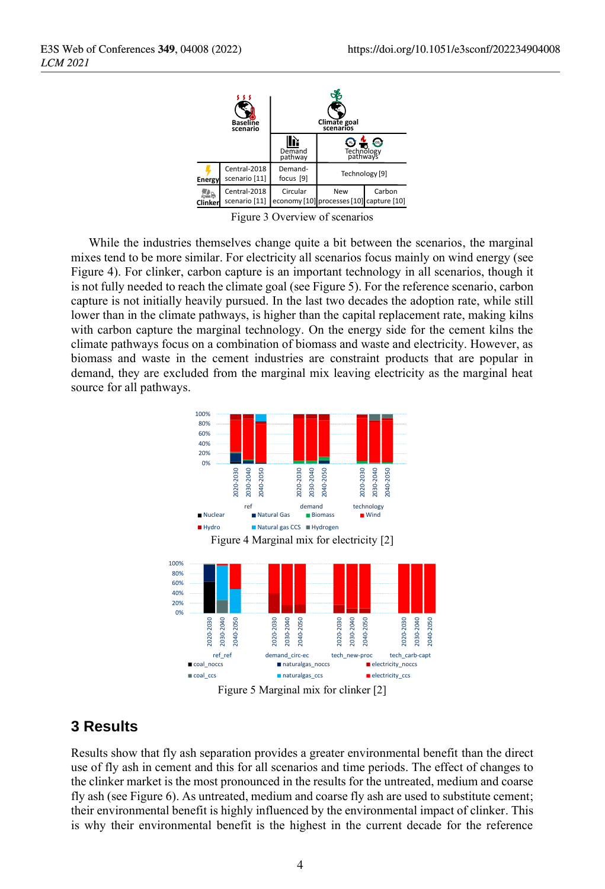|  | Baseline scenario | Climate goal scenarios | | |
|---|---|---|---|---|
|  |  | Demand pathway | Technology pathways | |
| Energy | Central-2018 scenario [11] | Demand-focus [9] | Technology [9] | |
| Clinker | Central-2018 scenario [11] | Circular economy [10] | New processes [10] | Carbon capture [10] |

Figure 3 Overview of scenarios

While the industries themselves change quite a bit between the scenarios, the marginal mixes tend to be more similar. For electricity all scenarios focus mainly on wind energy (see Figure 4). For clinker, carbon capture is an important technology in all scenarios, though it is not fully needed to reach the climate goal (see Figure 5). For the reference scenario, carbon capture is not initially heavily pursued. In the last two decades the adoption rate, while still lower than in the climate pathways, is higher than the capital replacement rate, making kilns with carbon capture the marginal technology. On the energy side for the cement kilns the climate pathways focus on a combination of biomass and waste and electricity. However, as biomass and waste in the cement industries are constraint products that are popular in demand, they are excluded from the marginal mix leaving electricity as the marginal heat source for all pathways.

Figure 4 Marginal mix for electricity [2]

Figure 5 Marginal mix for clinker [2]

## 3 Results

Results show that fly ash separation provides a greater environmental benefit than the direct use of fly ash in cement and this for all scenarios and time periods. The effect of changes to the clinker market is the most pronounced in the results for the untreated, medium and coarse fly ash (see Figure 6). As untreated, medium and coarse fly ash are used to substitute cement; their environmental benefit is highly influenced by the environmental impact of clinker. This is why their environmental benefit is the highest in the current decade for the reference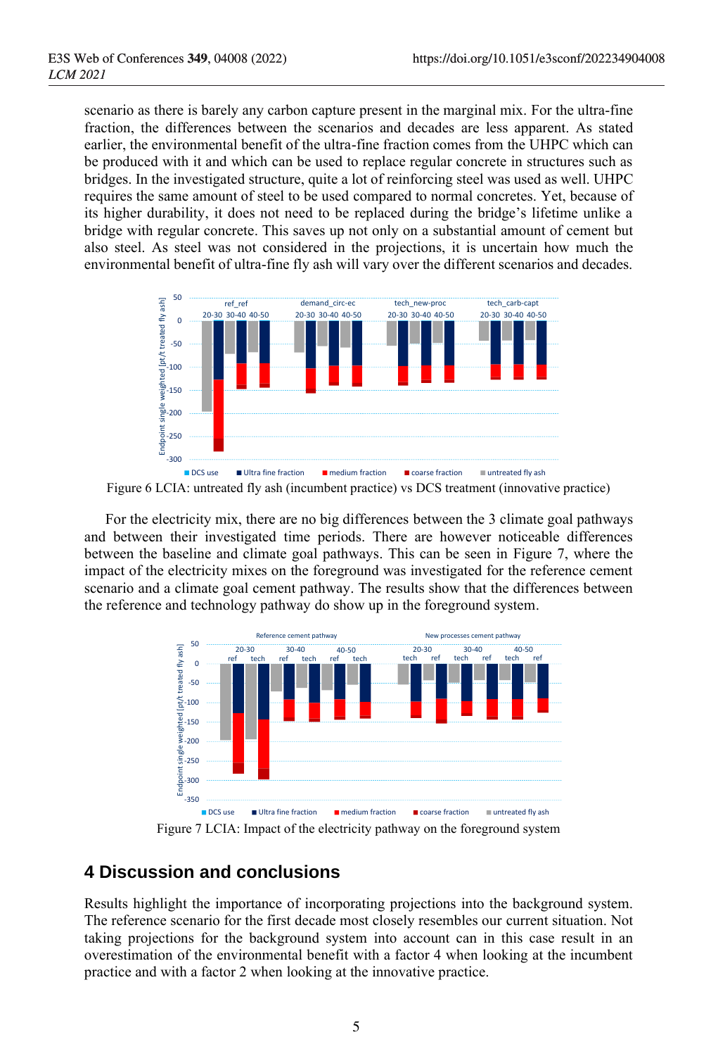scenario as there is barely any carbon capture present in the marginal mix. For the ultra-fine fraction, the differences between the scenarios and decades are less apparent. As stated earlier, the environmental benefit of the ultra-fine fraction comes from the UHPC which can be produced with it and which can be used to replace regular concrete in structures such as bridges. In the investigated structure, quite a lot of reinforcing steel was used as well. UHPC requires the same amount of steel to be used compared to normal concretes. Yet, because of its higher durability, it does not need to be replaced during the bridge's lifetime unlike a bridge with regular concrete. This saves up not only on a substantial amount of cement but also steel. As steel was not considered in the projections, it is uncertain how much the environmental benefit of ultra-fine fly ash will vary over the different scenarios and decades.

Figure 6 LCIA: untreated fly ash (incumbent practice) vs DCS treatment (innovative practice)

For the electricity mix, there are no big differences between the 3 climate goal pathways and between their investigated time periods. There are however noticeable differences between the baseline and climate goal pathways. This can be seen in Figure 7, where the impact of the electricity mixes on the foreground was investigated for the reference cement scenario and a climate goal cement pathway. The results show that the differences between the reference and technology pathway do show up in the foreground system.

Figure 7 LCIA: Impact of the electricity pathway on the foreground system

## 4 Discussion and conclusions

Results highlight the importance of incorporating projections into the background system. The reference scenario for the first decade most closely resembles our current situation. Not taking projections for the background system into account can in this case result in an overestimation of the environmental benefit with a factor 4 when looking at the incumbent practice and with a factor 2 when looking at the innovative practice.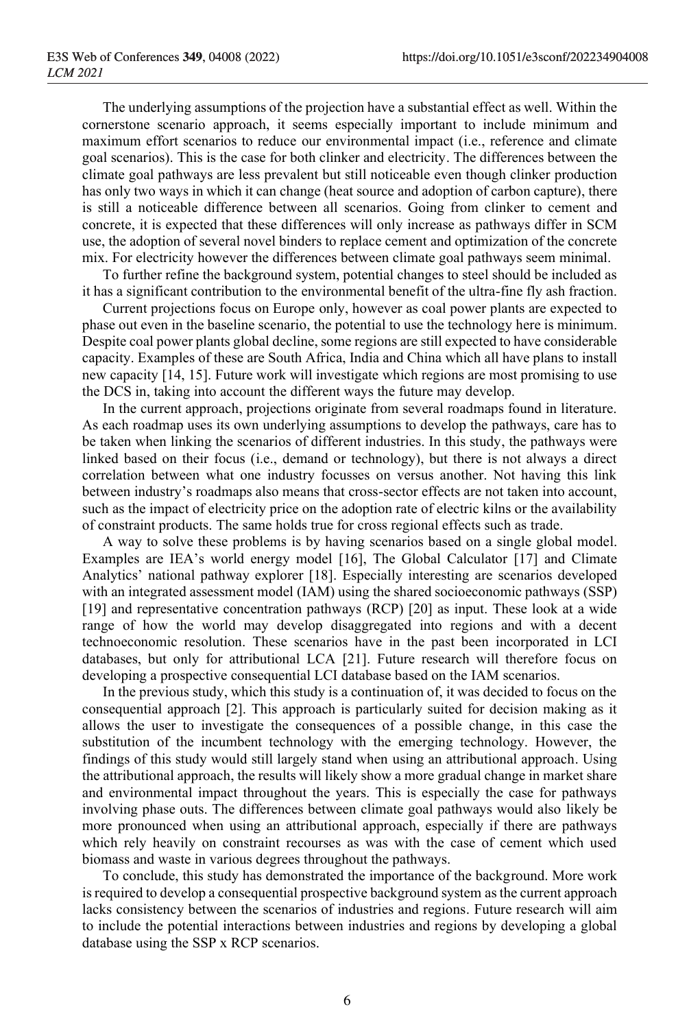The underlying assumptions of the projection have a substantial effect as well. Within the cornerstone scenario approach, it seems especially important to include minimum and maximum effort scenarios to reduce our environmental impact (i.e., reference and climate goal scenarios). This is the case for both clinker and electricity. The differences between the climate goal pathways are less prevalent but still noticeable even though clinker production has only two ways in which it can change (heat source and adoption of carbon capture), there is still a noticeable difference between all scenarios. Going from clinker to cement and concrete, it is expected that these differences will only increase as pathways differ in SCM use, the adoption of several novel binders to replace cement and optimization of the concrete mix. For electricity however the differences between climate goal pathways seem minimal.

To further refine the background system, potential changes to steel should be included as it has a significant contribution to the environmental benefit of the ultra-fine fly ash fraction.

Current projections focus on Europe only, however as coal power plants are expected to phase out even in the baseline scenario, the potential to use the technology here is minimum. Despite coal power plants global decline, some regions are still expected to have considerable capacity. Examples of these are South Africa, India and China which all have plans to install new capacity [14, 15]. Future work will investigate which regions are most promising to use the DCS in, taking into account the different ways the future may develop.

In the current approach, projections originate from several roadmaps found in literature. As each roadmap uses its own underlying assumptions to develop the pathways, care has to be taken when linking the scenarios of different industries. In this study, the pathways were linked based on their focus (i.e., demand or technology), but there is not always a direct correlation between what one industry focusses on versus another. Not having this link between industry's roadmaps also means that cross-sector effects are not taken into account, such as the impact of electricity price on the adoption rate of electric kilns or the availability of constraint products. The same holds true for cross regional effects such as trade.

A way to solve these problems is by having scenarios based on a single global model. Examples are IEA's world energy model [16], The Global Calculator [17] and Climate Analytics' national pathway explorer [18]. Especially interesting are scenarios developed with an integrated assessment model (IAM) using the shared socioeconomic pathways (SSP) [19] and representative concentration pathways (RCP) [20] as input. These look at a wide range of how the world may develop disaggregated into regions and with a decent technoeconomic resolution. These scenarios have in the past been incorporated in LCI databases, but only for attributional LCA [21]. Future research will therefore focus on developing a prospective consequential LCI database based on the IAM scenarios.

In the previous study, which this study is a continuation of, it was decided to focus on the consequential approach [2]. This approach is particularly suited for decision making as it allows the user to investigate the consequences of a possible change, in this case the substitution of the incumbent technology with the emerging technology. However, the findings of this study would still largely stand when using an attributional approach. Using the attributional approach, the results will likely show a more gradual change in market share and environmental impact throughout the years. This is especially the case for pathways involving phase outs. The differences between climate goal pathways would also likely be more pronounced when using an attributional approach, especially if there are pathways which rely heavily on constraint recourses as was with the case of cement which used biomass and waste in various degrees throughout the pathways.

To conclude, this study has demonstrated the importance of the background. More work is required to develop a consequential prospective background system as the current approach lacks consistency between the scenarios of industries and regions. Future research will aim to include the potential interactions between industries and regions by developing a global database using the SSP x RCP scenarios.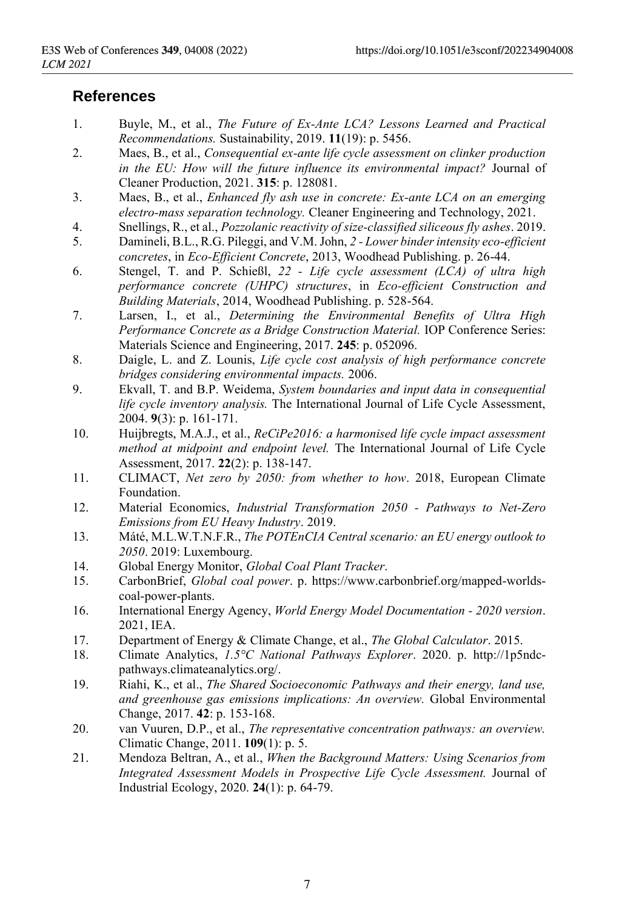## References

1. Buyle, M., et al., *The Future of Ex-Ante LCA? Lessons Learned and Practical Recommendations.* Sustainability, 2019. **11**(19): p. 5456.
2. Maes, B., et al., *Consequential ex-ante life cycle assessment on clinker production in the EU: How will the future influence its environmental impact?* Journal of Cleaner Production, 2021. **315**: p. 128081.
3. Maes, B., et al., *Enhanced fly ash use in concrete: Ex-ante LCA on an emerging electro-mass separation technology.* Cleaner Engineering and Technology, 2021.
4. Snellings, R., et al., *Pozzolanic reactivity of size-classified siliceous fly ashes*. 2019.
5. Damineli, B.L., R.G. Pileggi, and V.M. John, *2 - Lower binder intensity eco-efficient concretes*, in *Eco-Efficient Concrete*, 2013, Woodhead Publishing. p. 26-44.
6. Stengel, T. and P. Schießl, *22 - Life cycle assessment (LCA) of ultra high performance concrete (UHPC) structures*, in *Eco-efficient Construction and Building Materials*, 2014, Woodhead Publishing. p. 528-564.
7. Larsen, I., et al., *Determining the Environmental Benefits of Ultra High Performance Concrete as a Bridge Construction Material.* IOP Conference Series: Materials Science and Engineering, 2017. **245**: p. 052096.
8. Daigle, L. and Z. Lounis, *Life cycle cost analysis of high performance concrete bridges considering environmental impacts.* 2006.
9. Ekvall, T. and B.P. Weidema, *System boundaries and input data in consequential life cycle inventory analysis.* The International Journal of Life Cycle Assessment, 2004. **9**(3): p. 161-171.
10. Huijbregts, M.A.J., et al., *ReCiPe2016: a harmonised life cycle impact assessment method at midpoint and endpoint level.* The International Journal of Life Cycle Assessment, 2017. **22**(2): p. 138-147.
11. CLIMACT, *Net zero by 2050: from whether to how*. 2018, European Climate Foundation.
12. Material Economics, *Industrial Transformation 2050 - Pathways to Net-Zero Emissions from EU Heavy Industry*. 2019.
13. Máté, M.L.W.T.N.F.R., *The POTEnCIA Central scenario: an EU energy outlook to 2050*. 2019: Luxembourg.
14. Global Energy Monitor, *Global Coal Plant Tracker*.
15. CarbonBrief, *Global coal power*. p. https://www.carbonbrief.org/mapped-worlds-coal-power-plants.
16. International Energy Agency, *World Energy Model Documentation - 2020 version*. 2021, IEA.
17. Department of Energy & Climate Change, et al., *The Global Calculator*. 2015.
18. Climate Analytics, *1.5°C National Pathways Explorer*. 2020. p. http://1p5ndc-pathways.climateanalytics.org/.
19. Riahi, K., et al., *The Shared Socioeconomic Pathways and their energy, land use, and greenhouse gas emissions implications: An overview.* Global Environmental Change, 2017. **42**: p. 153-168.
20. van Vuuren, D.P., et al., *The representative concentration pathways: an overview.* Climatic Change, 2011. **109**(1): p. 5.
21. Mendoza Beltran, A., et al., *When the Background Matters: Using Scenarios from Integrated Assessment Models in Prospective Life Cycle Assessment.* Journal of Industrial Ecology, 2020. **24**(1): p. 64-79.